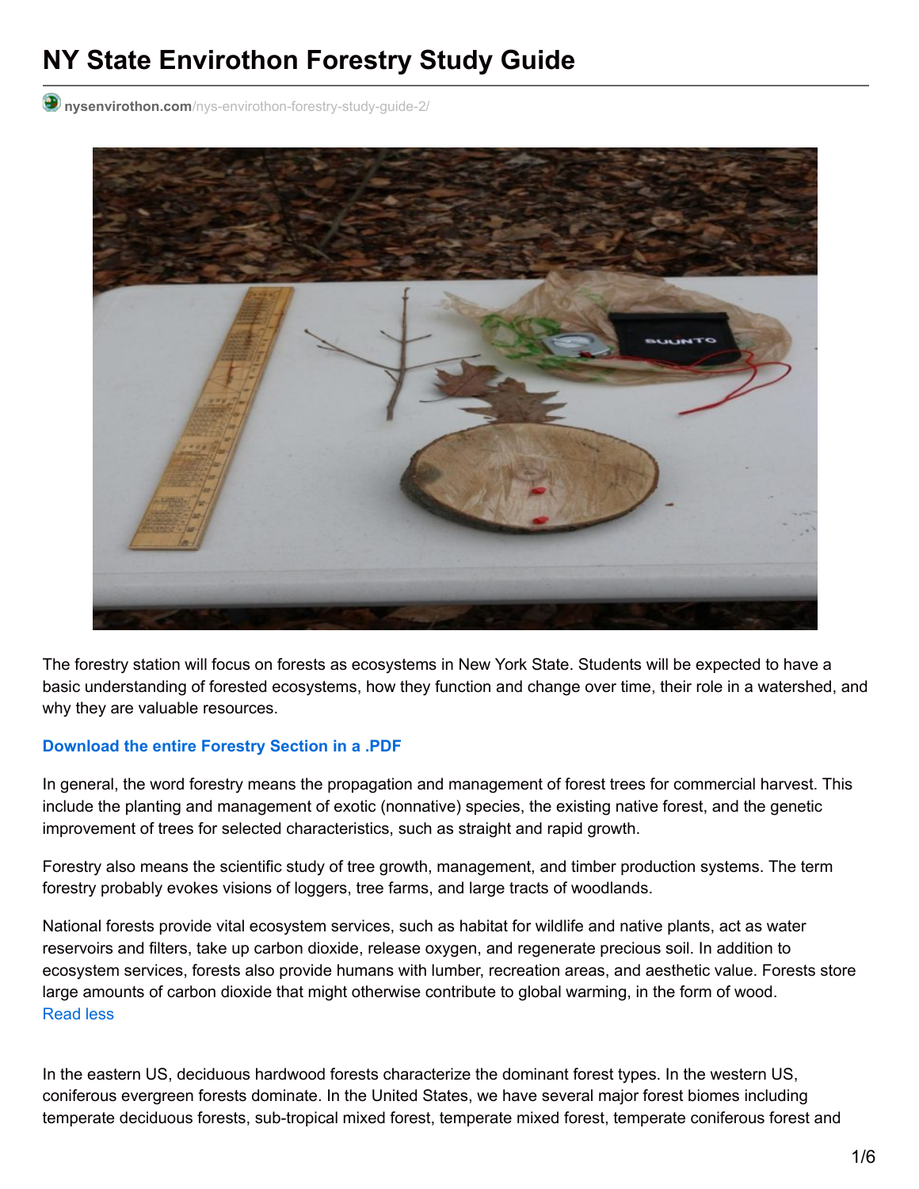# NY State Envirothon Forestry Study Guide

nysenvirothon.com/nys-envirothon-forestry-study-guide-2/

The forestry station will focus on forests as ecosystems in New York State. Students will be expected to have a basic understanding of forested ecosystems, how they function and change over time, their role in a watershed, and why they are valuable resources.

**Download the entire Forestry Section in a .PDF**

In general, the word forestry means the propagation and management of forest trees for commercial harvest. This include the planting and management of exotic (nonnative) species, the existing native forest, and the genetic improvement of trees for selected characteristics, such as straight and rapid growth.

Forestry also means the scientific study of tree growth, management, and timber production systems. The term forestry probably evokes visions of loggers, tree farms, and large tracts of woodlands.

National forests provide vital ecosystem services, such as habitat for wildlife and native plants, act as water reservoirs and filters, take up carbon dioxide, release oxygen, and regenerate precious soil. In addition to ecosystem services, forests also provide humans with lumber, recreation areas, and aesthetic value. Forests store large amounts of carbon dioxide that might otherwise contribute to global warming, in the form of wood.
Read less

In the eastern US, deciduous hardwood forests characterize the dominant forest types. In the western US, coniferous evergreen forests dominate. In the United States, we have several major forest biomes including temperate deciduous forests, sub-tropical mixed forest, temperate mixed forest, temperate coniferous forest and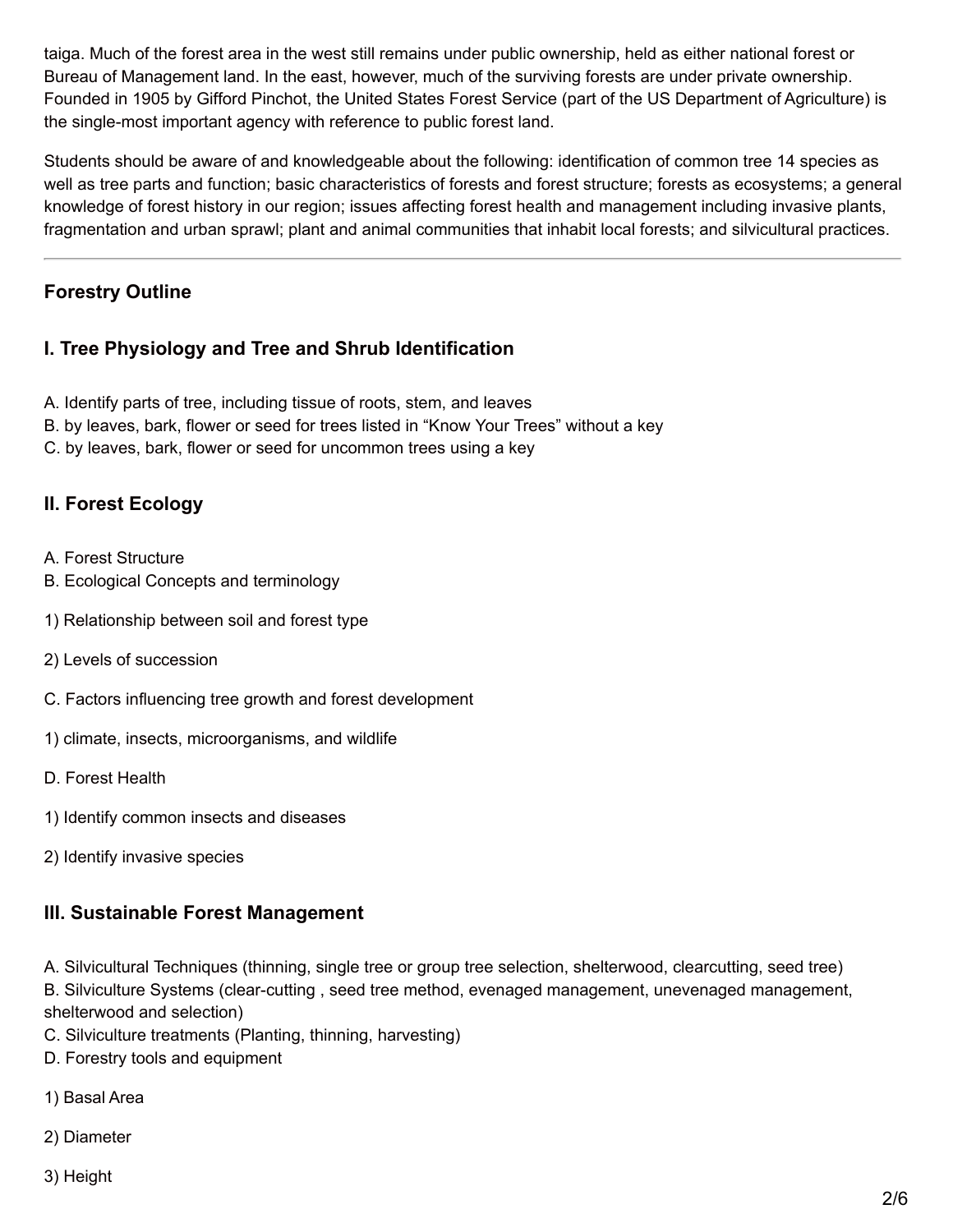taiga. Much of the forest area in the west still remains under public ownership, held as either national forest or Bureau of Management land. In the east, however, much of the surviving forests are under private ownership. Founded in 1905 by Gifford Pinchot, the United States Forest Service (part of the US Department of Agriculture) is the single-most important agency with reference to public forest land.

Students should be aware of and knowledgeable about the following: identification of common tree 14 species as well as tree parts and function; basic characteristics of forests and forest structure; forests as ecosystems; a general knowledge of forest history in our region; issues affecting forest health and management including invasive plants, fragmentation and urban sprawl; plant and animal communities that inhabit local forests; and silvicultural practices.

---

## Forestry Outline

### I. Tree Physiology and Tree and Shrub Identification

A. Identify parts of tree, including tissue of roots, stem, and leaves
B. by leaves, bark, flower or seed for trees listed in “Know Your Trees” without a key
C. by leaves, bark, flower or seed for uncommon trees using a key

### II. Forest Ecology

A. Forest Structure
B. Ecological Concepts and terminology

1) Relationship between soil and forest type

2) Levels of succession

C. Factors influencing tree growth and forest development

1) climate, insects, microorganisms, and wildlife

D. Forest Health

1) Identify common insects and diseases

2) Identify invasive species

### III. Sustainable Forest Management

A. Silvicultural Techniques (thinning, single tree or group tree selection, shelterwood, clearcutting, seed tree)
B. Silviculture Systems (clear-cutting , seed tree method, evenaged management, unevenaged management, shelterwood and selection)
C. Silviculture treatments (Planting, thinning, harvesting)
D. Forestry tools and equipment

1) Basal Area

2) Diameter

3) Height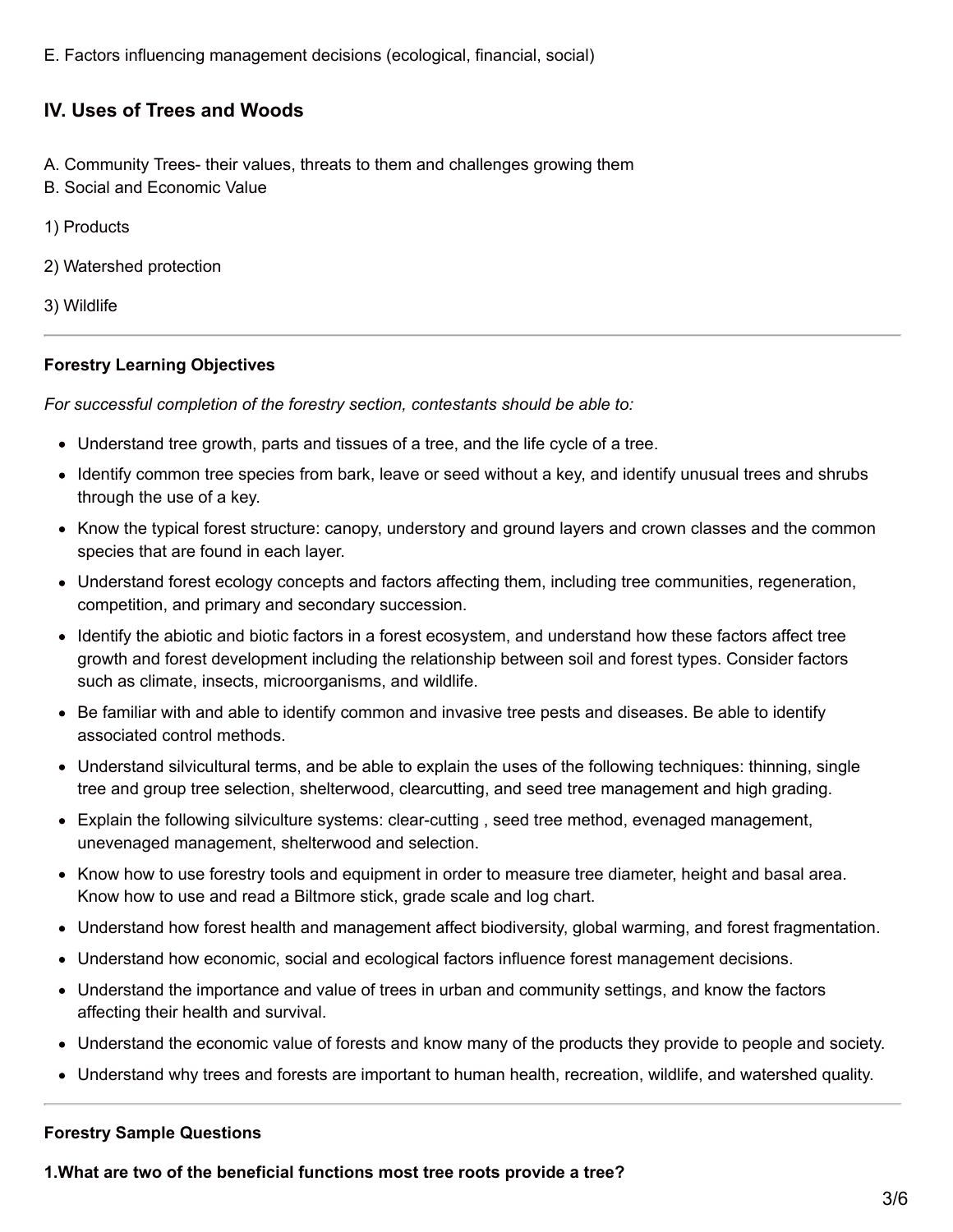E. Factors influencing management decisions (ecological, financial, social)

## IV. Uses of Trees and Woods

A. Community Trees- their values, threats to them and challenges growing them
B. Social and Economic Value

1) Products

2) Watershed protection

3) Wildlife

---

**Forestry Learning Objectives**

*For successful completion of the forestry section, contestants should be able to:*

- Understand tree growth, parts and tissues of a tree, and the life cycle of a tree.
- Identify common tree species from bark, leave or seed without a key, and identify unusual trees and shrubs through the use of a key.
- Know the typical forest structure: canopy, understory and ground layers and crown classes and the common species that are found in each layer.
- Understand forest ecology concepts and factors affecting them, including tree communities, regeneration, competition, and primary and secondary succession.
- Identify the abiotic and biotic factors in a forest ecosystem, and understand how these factors affect tree growth and forest development including the relationship between soil and forest types. Consider factors such as climate, insects, microorganisms, and wildlife.
- Be familiar with and able to identify common and invasive tree pests and diseases. Be able to identify associated control methods.
- Understand silvicultural terms, and be able to explain the uses of the following techniques: thinning, single tree and group tree selection, shelterwood, clearcutting, and seed tree management and high grading.
- Explain the following silviculture systems: clear-cutting , seed tree method, evenaged management, unevenaged management, shelterwood and selection.
- Know how to use forestry tools and equipment in order to measure tree diameter, height and basal area. Know how to use and read a Biltmore stick, grade scale and log chart.
- Understand how forest health and management affect biodiversity, global warming, and forest fragmentation.
- Understand how economic, social and ecological factors influence forest management decisions.
- Understand the importance and value of trees in urban and community settings, and know the factors affecting their health and survival.
- Understand the economic value of forests and know many of the products they provide to people and society.
- Understand why trees and forests are important to human health, recreation, wildlife, and watershed quality.

---

**Forestry Sample Questions**

**1.What are two of the beneficial functions most tree roots provide a tree?**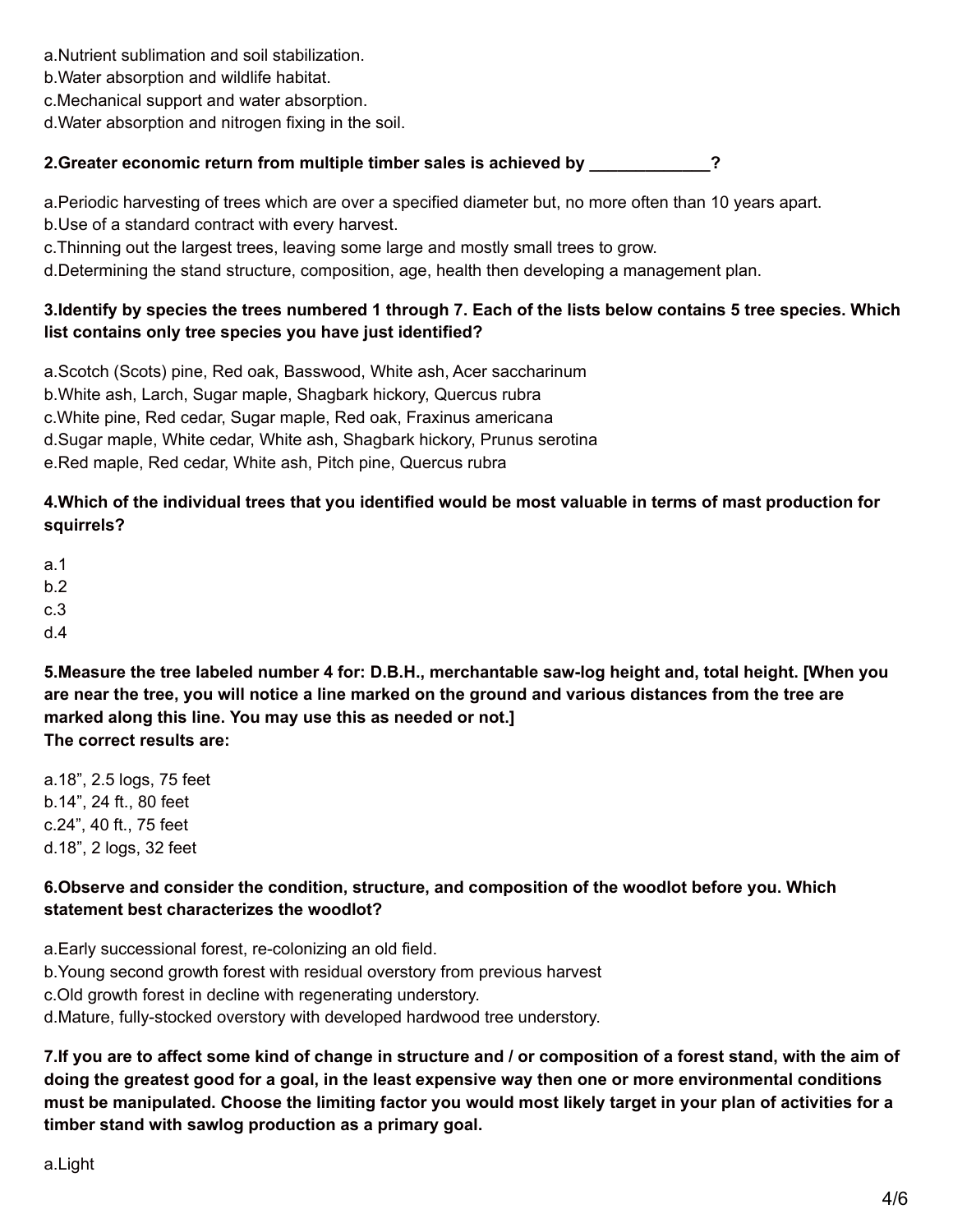a.Nutrient sublimation and soil stabilization.
b.Water absorption and wildlife habitat.
c.Mechanical support and water absorption.
d.Water absorption and nitrogen fixing in the soil.

**2.Greater economic return from multiple timber sales is achieved by _____________?**

a.Periodic harvesting of trees which are over a specified diameter but, no more often than 10 years apart.
b.Use of a standard contract with every harvest.
c.Thinning out the largest trees, leaving some large and mostly small trees to grow.
d.Determining the stand structure, composition, age, health then developing a management plan.

**3.Identify by species the trees numbered 1 through 7. Each of the lists below contains 5 tree species. Which list contains only tree species you have just identified?**

a.Scotch (Scots) pine, Red oak, Basswood, White ash, Acer saccharinum
b.White ash, Larch, Sugar maple, Shagbark hickory, Quercus rubra
c.White pine, Red cedar, Sugar maple, Red oak, Fraxinus americana
d.Sugar maple, White cedar, White ash, Shagbark hickory, Prunus serotina
e.Red maple, Red cedar, White ash, Pitch pine, Quercus rubra

**4.Which of the individual trees that you identified would be most valuable in terms of mast production for squirrels?**

a.1
b.2
c.3
d.4

**5.Measure the tree labeled number 4 for: D.B.H., merchantable saw-log height and, total height. [When you are near the tree, you will notice a line marked on the ground and various distances from the tree are marked along this line. You may use this as needed or not.]**
**The correct results are:**

a.18”, 2.5 logs, 75 feet
b.14”, 24 ft., 80 feet
c.24”, 40 ft., 75 feet
d.18”, 2 logs, 32 feet

**6.Observe and consider the condition, structure, and composition of the woodlot before you. Which statement best characterizes the woodlot?**

a.Early successional forest, re-colonizing an old field.
b.Young second growth forest with residual overstory from previous harvest
c.Old growth forest in decline with regenerating understory.
d.Mature, fully-stocked overstory with developed hardwood tree understory.

**7.If you are to affect some kind of change in structure and / or composition of a forest stand, with the aim of doing the greatest good for a goal, in the least expensive way then one or more environmental conditions must be manipulated. Choose the limiting factor you would most likely target in your plan of activities for a timber stand with sawlog production as a primary goal.**

a.Light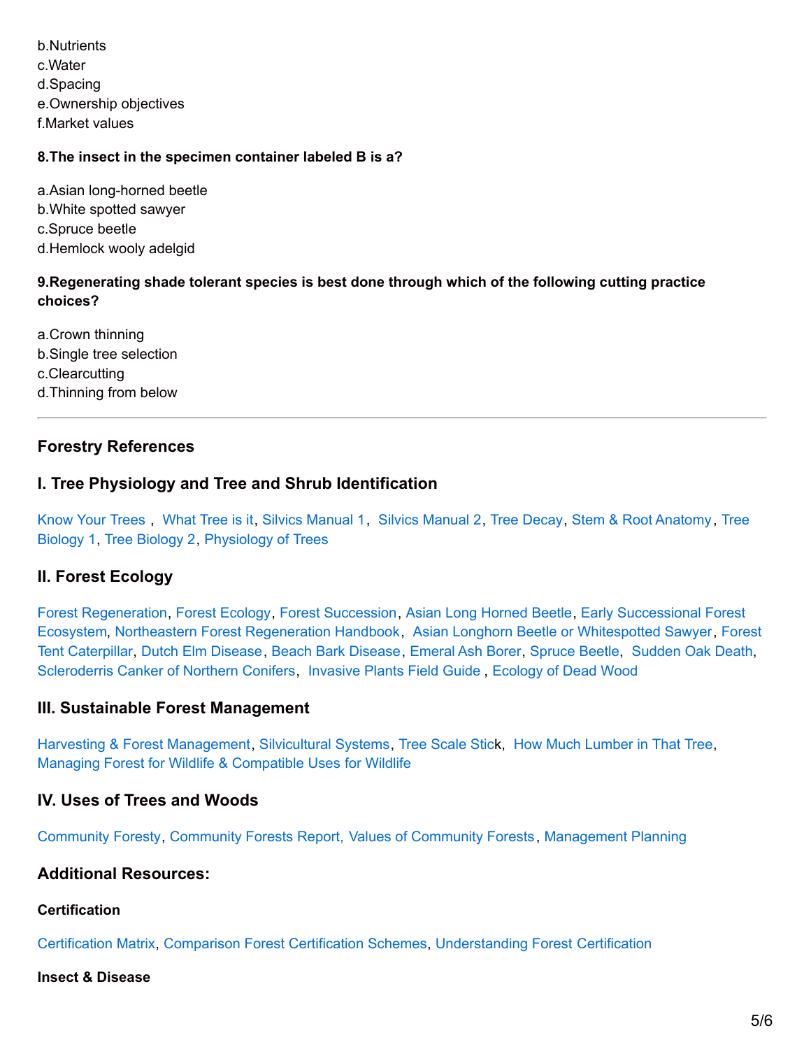b.Nutrients
c.Water
d.Spacing
e.Ownership objectives
f.Market values

**8.The insect in the specimen container labeled B is a?**

a.Asian long-horned beetle
b.White spotted sawyer
c.Spruce beetle
d.Hemlock wooly adelgid

**9.Regenerating shade tolerant species is best done through which of the following cutting practice choices?**

a.Crown thinning
b.Single tree selection
c.Clearcutting
d.Thinning from below

---

## Forestry References

### I. Tree Physiology and Tree and Shrub Identification

Know Your Trees , What Tree is it, Silvics Manual 1, Silvics Manual 2, Tree Decay, Stem & Root Anatomy, Tree Biology 1, Tree Biology 2, Physiology of Trees

### II. Forest Ecology

Forest Regeneration, Forest Ecology, Forest Succession, Asian Long Horned Beetle, Early Successional Forest Ecosystem, Northeastern Forest Regeneration Handbook, Asian Longhorn Beetle or Whitespotted Sawyer, Forest Tent Caterpillar, Dutch Elm Disease, Beach Bark Disease, Emeral Ash Borer, Spruce Beetle, Sudden Oak Death, Scleroderris Canker of Northern Conifers, Invasive Plants Field Guide , Ecology of Dead Wood

### III. Sustainable Forest Management

Harvesting & Forest Management, Silvicultural Systems, Tree Scale Stick, How Much Lumber in That Tree, Managing Forest for Wildlife & Compatible Uses for Wildlife

### IV. Uses of Trees and Woods

Community Foresty, Community Forests Report, Values of Community Forests, Management Planning

### Additional Resources:

#### Certification

Certification Matrix, Comparison Forest Certification Schemes, Understanding Forest Certification

#### Insect & Disease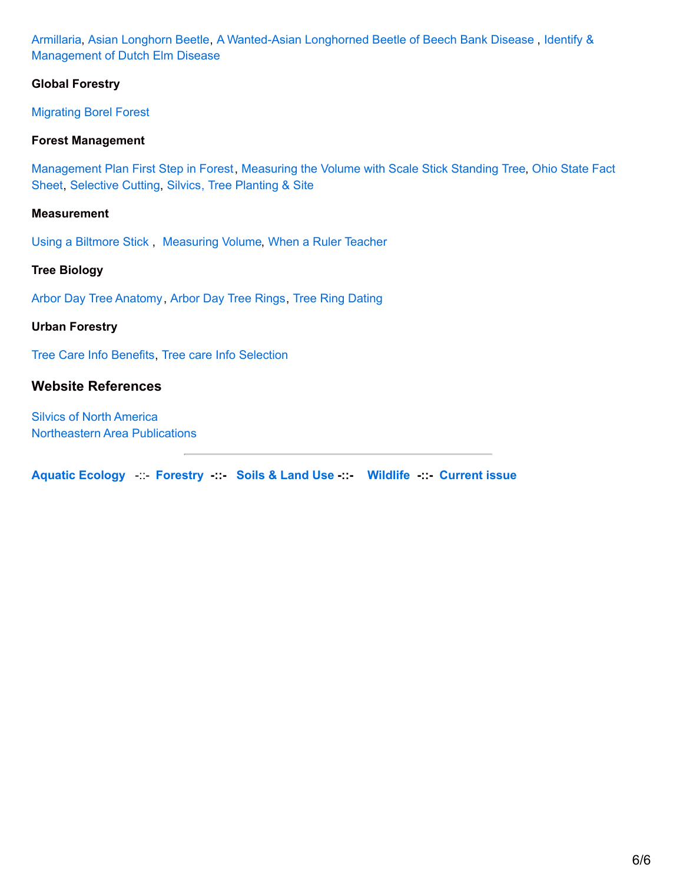Armillaria, Asian Longhorn Beetle, A Wanted-Asian Longhorned Beetle of Beech Bank Disease , Identify & Management of Dutch Elm Disease

**Global Forestry**

Migrating Borel Forest

**Forest Management**

Management Plan First Step in Forest, Measuring the Volume with Scale Stick Standing Tree, Ohio State Fact Sheet, Selective Cutting, Silvics, Tree Planting & Site

**Measurement**

Using a Biltmore Stick , Measuring Volume, When a Ruler Teacher

**Tree Biology**

Arbor Day Tree Anatomy, Arbor Day Tree Rings, Tree Ring Dating

**Urban Forestry**

Tree Care Info Benefits, Tree care Info Selection

## Website References

Silvics of North America
Northeastern Area Publications

---

**Aquatic Ecology** -::- **Forestry** -::- **Soils & Land Use** -::- **Wildlife** -::- **Current issue**